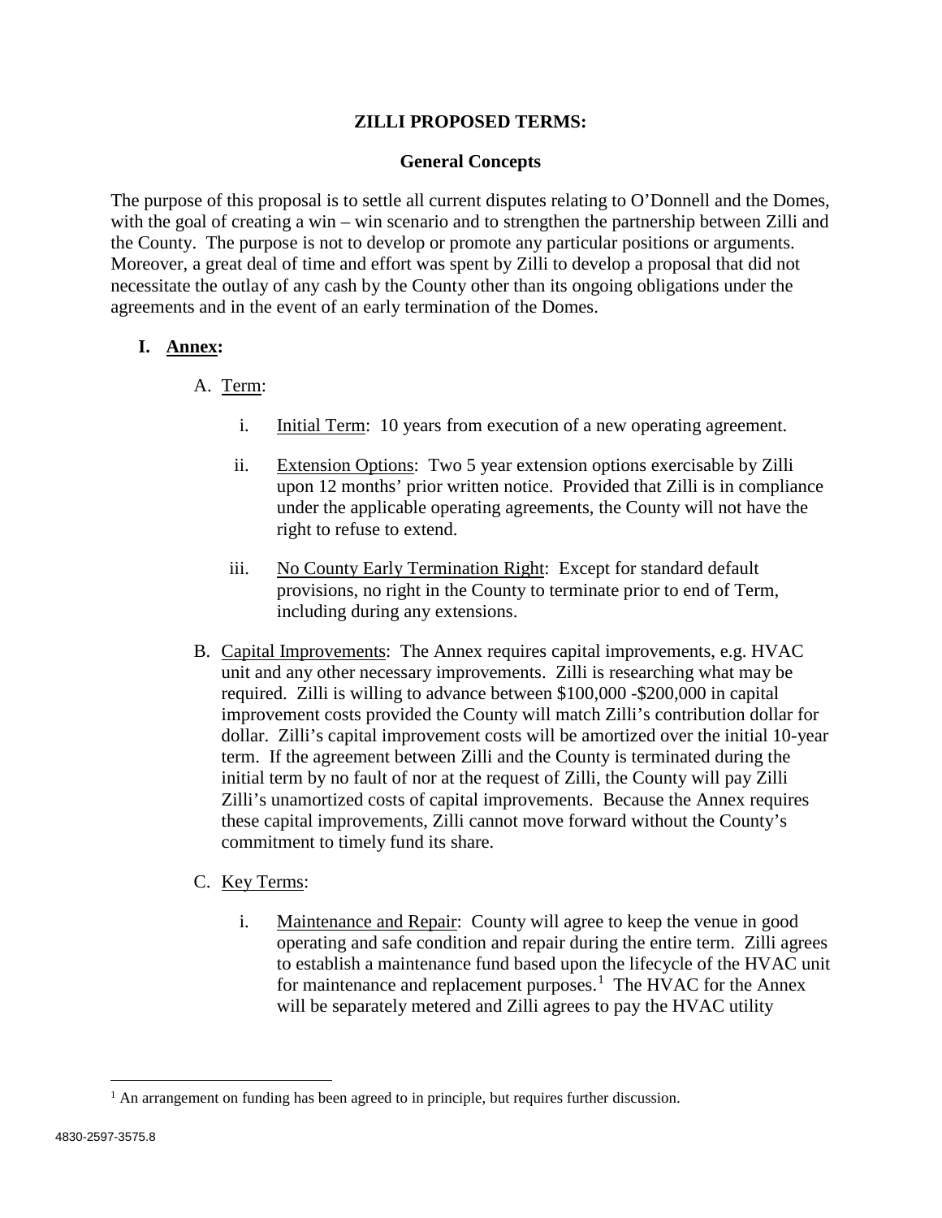# ZILLI PROPOSED TERMS:

## General Concepts

The purpose of this proposal is to settle all current disputes relating to O'Donnell and the Domes, with the goal of creating a win – win scenario and to strengthen the partnership between Zilli and the County. The purpose is not to develop or promote any particular positions or arguments. Moreover, a great deal of time and effort was spent by Zilli to develop a proposal that did not necessitate the outlay of any cash by the County other than its ongoing obligations under the agreements and in the event of an early termination of the Domes.

## I. Annex:

A. Term:

i. Initial Term: 10 years from execution of a new operating agreement.

ii. Extension Options: Two 5 year extension options exercisable by Zilli upon 12 months' prior written notice. Provided that Zilli is in compliance under the applicable operating agreements, the County will not have the right to refuse to extend.

iii. No County Early Termination Right: Except for standard default provisions, no right in the County to terminate prior to end of Term, including during any extensions.

B. Capital Improvements: The Annex requires capital improvements, e.g. HVAC unit and any other necessary improvements. Zilli is researching what may be required. Zilli is willing to advance between $100,000 -$200,000 in capital improvement costs provided the County will match Zilli's contribution dollar for dollar. Zilli's capital improvement costs will be amortized over the initial 10-year term. If the agreement between Zilli and the County is terminated during the initial term by no fault of nor at the request of Zilli, the County will pay Zilli Zilli's unamortized costs of capital improvements. Because the Annex requires these capital improvements, Zilli cannot move forward without the County's commitment to timely fund its share.

C. Key Terms:

i. Maintenance and Repair: County will agree to keep the venue in good operating and safe condition and repair during the entire term. Zilli agrees to establish a maintenance fund based upon the lifecycle of the HVAC unit for maintenance and replacement purposes.[1] The HVAC for the Annex will be separately metered and Zilli agrees to pay the HVAC utility

---

[1] An arrangement on funding has been agreed to in principle, but requires further discussion.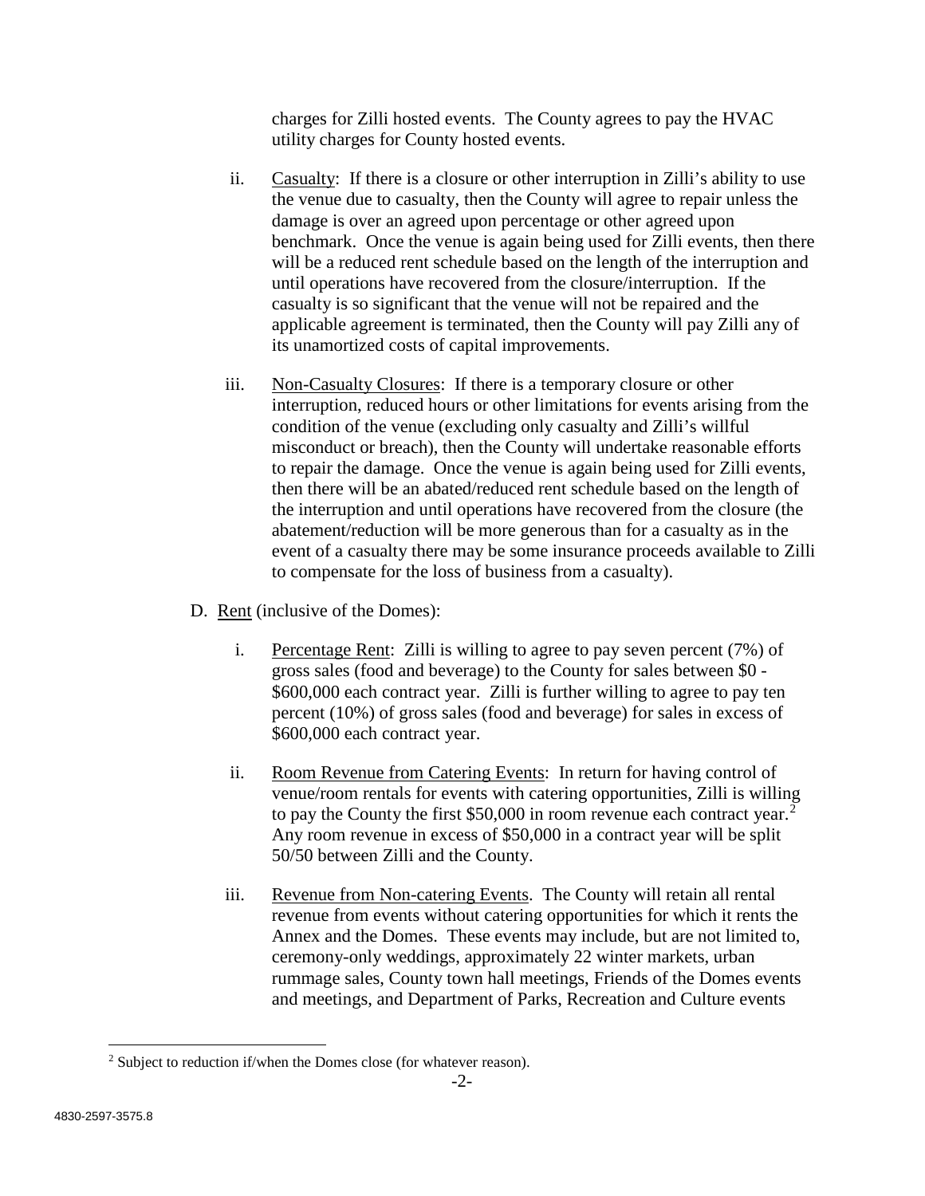charges for Zilli hosted events. The County agrees to pay the HVAC utility charges for County hosted events.

ii. Casualty: If there is a closure or other interruption in Zilli's ability to use the venue due to casualty, then the County will agree to repair unless the damage is over an agreed upon percentage or other agreed upon benchmark. Once the venue is again being used for Zilli events, then there will be a reduced rent schedule based on the length of the interruption and until operations have recovered from the closure/interruption. If the casualty is so significant that the venue will not be repaired and the applicable agreement is terminated, then the County will pay Zilli any of its unamortized costs of capital improvements.

iii. Non-Casualty Closures: If there is a temporary closure or other interruption, reduced hours or other limitations for events arising from the condition of the venue (excluding only casualty and Zilli's willful misconduct or breach), then the County will undertake reasonable efforts to repair the damage. Once the venue is again being used for Zilli events, then there will be an abated/reduced rent schedule based on the length of the interruption and until operations have recovered from the closure (the abatement/reduction will be more generous than for a casualty as in the event of a casualty there may be some insurance proceeds available to Zilli to compensate for the loss of business from a casualty).

D. Rent (inclusive of the Domes):

i. Percentage Rent: Zilli is willing to agree to pay seven percent (7%) of gross sales (food and beverage) to the County for sales between $0 - $600,000 each contract year. Zilli is further willing to agree to pay ten percent (10%) of gross sales (food and beverage) for sales in excess of $600,000 each contract year.

ii. Room Revenue from Catering Events: In return for having control of venue/room rentals for events with catering opportunities, Zilli is willing to pay the County the first $50,000 in room revenue each contract year.[2] Any room revenue in excess of $50,000 in a contract year will be split 50/50 between Zilli and the County.

iii. Revenue from Non-catering Events. The County will retain all rental revenue from events without catering opportunities for which it rents the Annex and the Domes. These events may include, but are not limited to, ceremony-only weddings, approximately 22 winter markets, urban rummage sales, County town hall meetings, Friends of the Domes events and meetings, and Department of Parks, Recreation and Culture events

[2] Subject to reduction if/when the Domes close (for whatever reason).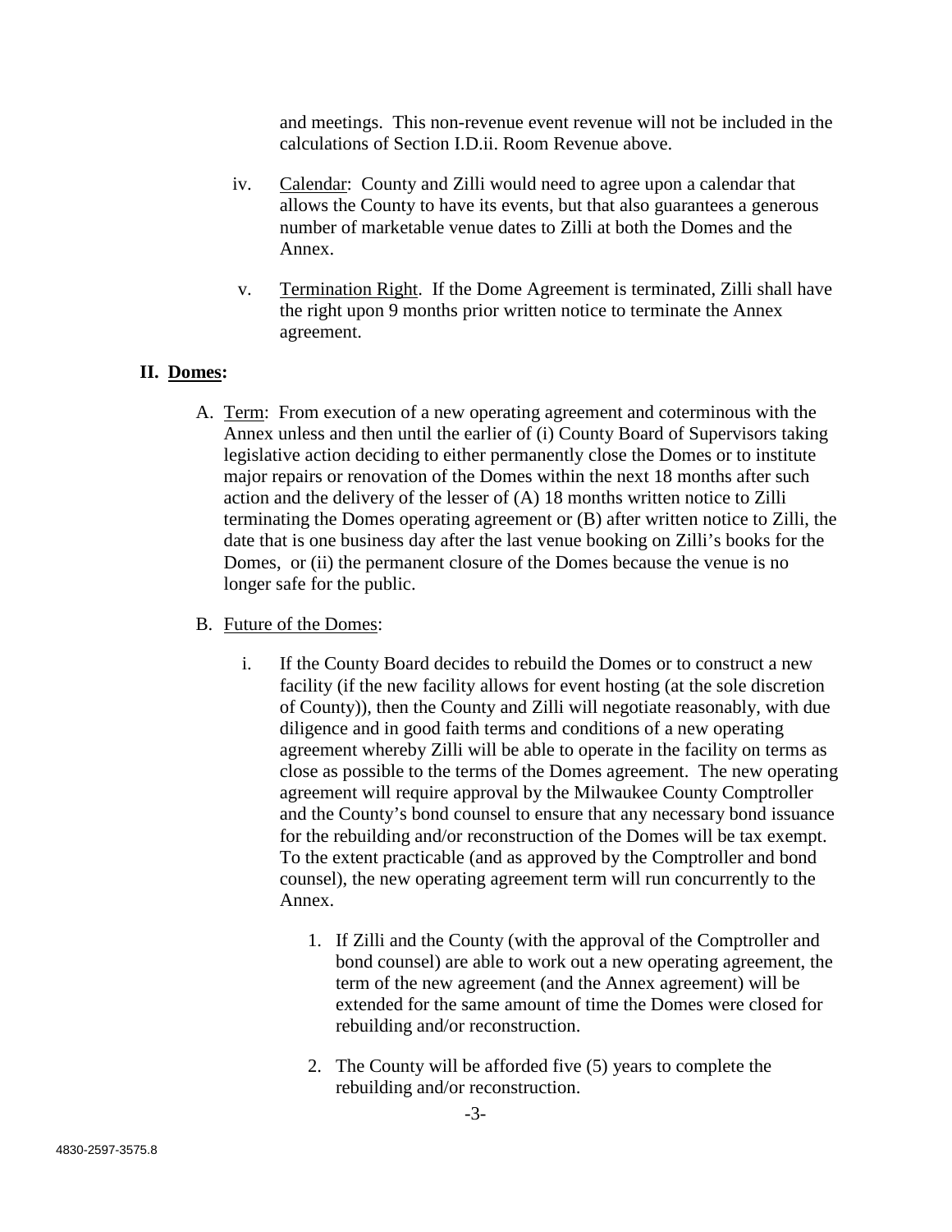and meetings. This non-revenue event revenue will not be included in the calculations of Section I.D.ii. Room Revenue above.

iv. Calendar: County and Zilli would need to agree upon a calendar that allows the County to have its events, but that also guarantees a generous number of marketable venue dates to Zilli at both the Domes and the Annex.

v. Termination Right. If the Dome Agreement is terminated, Zilli shall have the right upon 9 months prior written notice to terminate the Annex agreement.

## II. Domes:

A. Term: From execution of a new operating agreement and coterminous with the Annex unless and then until the earlier of (i) County Board of Supervisors taking legislative action deciding to either permanently close the Domes or to institute major repairs or renovation of the Domes within the next 18 months after such action and the delivery of the lesser of (A) 18 months written notice to Zilli terminating the Domes operating agreement or (B) after written notice to Zilli, the date that is one business day after the last venue booking on Zilli's books for the Domes, or (ii) the permanent closure of the Domes because the venue is no longer safe for the public.

B. Future of the Domes:

i. If the County Board decides to rebuild the Domes or to construct a new facility (if the new facility allows for event hosting (at the sole discretion of County)), then the County and Zilli will negotiate reasonably, with due diligence and in good faith terms and conditions of a new operating agreement whereby Zilli will be able to operate in the facility on terms as close as possible to the terms of the Domes agreement. The new operating agreement will require approval by the Milwaukee County Comptroller and the County's bond counsel to ensure that any necessary bond issuance for the rebuilding and/or reconstruction of the Domes will be tax exempt. To the extent practicable (and as approved by the Comptroller and bond counsel), the new operating agreement term will run concurrently to the Annex.

1. If Zilli and the County (with the approval of the Comptroller and bond counsel) are able to work out a new operating agreement, the term of the new agreement (and the Annex agreement) will be extended for the same amount of time the Domes were closed for rebuilding and/or reconstruction.

2. The County will be afforded five (5) years to complete the rebuilding and/or reconstruction.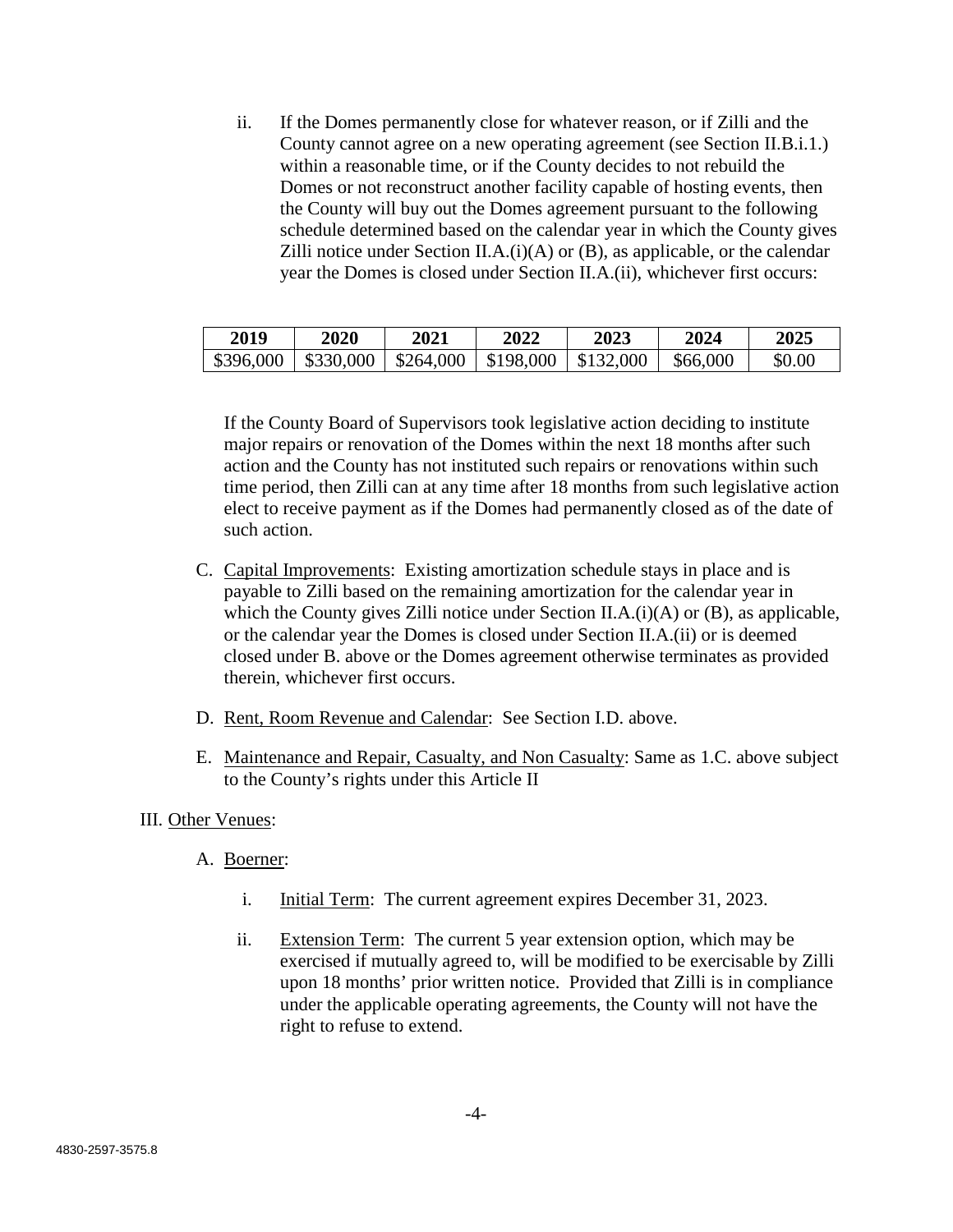ii. If the Domes permanently close for whatever reason, or if Zilli and the County cannot agree on a new operating agreement (see Section II.B.i.1.) within a reasonable time, or if the County decides to not rebuild the Domes or not reconstruct another facility capable of hosting events, then the County will buy out the Domes agreement pursuant to the following schedule determined based on the calendar year in which the County gives Zilli notice under Section II.A.(i)(A) or (B), as applicable, or the calendar year the Domes is closed under Section II.A.(ii), whichever first occurs:

| 2019 | 2020 | 2021 | 2022 | 2023 | 2024 | 2025 |
|---|---|---|---|---|---|---|
| $396,000 | $330,000 | $264,000 | $198,000 | $132,000 | $66,000 | $0.00 |

If the County Board of Supervisors took legislative action deciding to institute major repairs or renovation of the Domes within the next 18 months after such action and the County has not instituted such repairs or renovations within such time period, then Zilli can at any time after 18 months from such legislative action elect to receive payment as if the Domes had permanently closed as of the date of such action.

C. Capital Improvements: Existing amortization schedule stays in place and is payable to Zilli based on the remaining amortization for the calendar year in which the County gives Zilli notice under Section II.A.(i)(A) or (B), as applicable, or the calendar year the Domes is closed under Section II.A.(ii) or is deemed closed under B. above or the Domes agreement otherwise terminates as provided therein, whichever first occurs.

D. Rent, Room Revenue and Calendar: See Section I.D. above.

E. Maintenance and Repair, Casualty, and Non Casualty: Same as 1.C. above subject to the County's rights under this Article II

III. Other Venues:

A. Boerner:

i. Initial Term: The current agreement expires December 31, 2023.

ii. Extension Term: The current 5 year extension option, which may be exercised if mutually agreed to, will be modified to be exercisable by Zilli upon 18 months' prior written notice. Provided that Zilli is in compliance under the applicable operating agreements, the County will not have the right to refuse to extend.

4830-2597-3575.8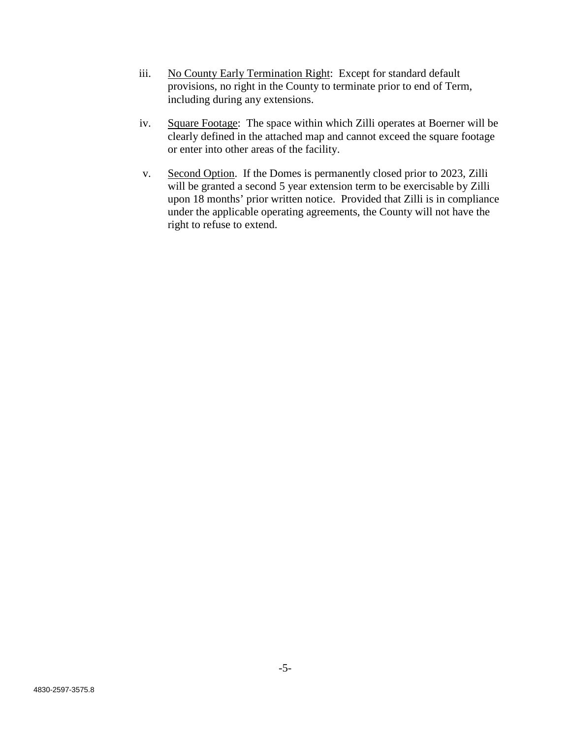iii. No County Early Termination Right: Except for standard default provisions, no right in the County to terminate prior to end of Term, including during any extensions.

iv. Square Footage: The space within which Zilli operates at Boerner will be clearly defined in the attached map and cannot exceed the square footage or enter into other areas of the facility.

v. Second Option. If the Domes is permanently closed prior to 2023, Zilli will be granted a second 5 year extension term to be exercisable by Zilli upon 18 months' prior written notice. Provided that Zilli is in compliance under the applicable operating agreements, the County will not have the right to refuse to extend.

4830-2597-3575.8